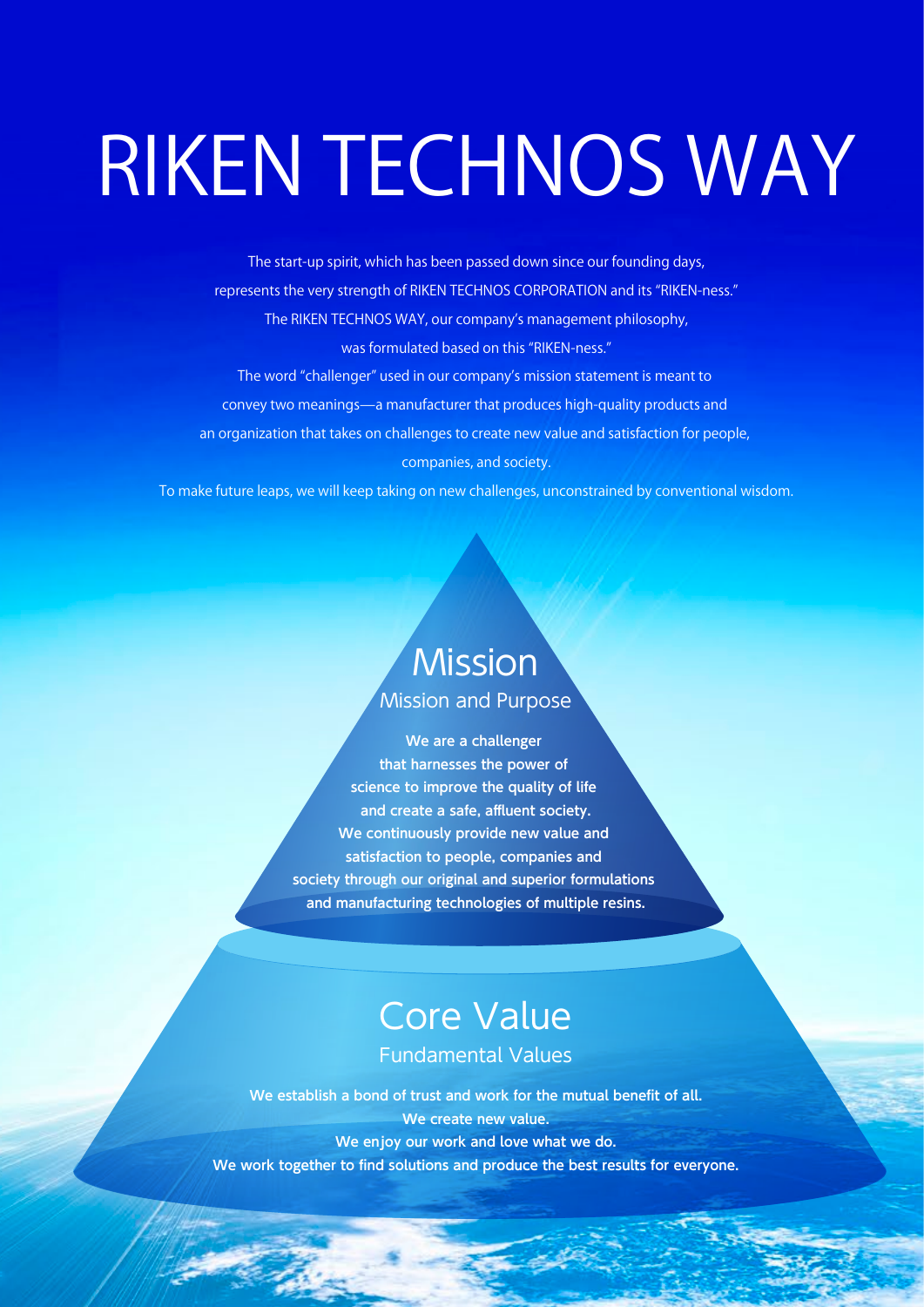# RIKEN TECHNOS WAY

The start-up spirit, which has been passed down since our founding days, represents the very strength of RIKEN TECHNOS CORPORATION and its "RIKEN-ness." The RIKEN TECHNOS WAY, our company's management philosophy, was formulated based on this "RIKEN-ness."

The word "challenger" used in our company's mission statement is meant to convey two meanings—a manufacturer that produces high-quality products and an organization that takes on challenges to create new value and satisfaction for people, companies, and society.

To make future leaps, we will keep taking on new challenges, unconstrained by conventional wisdom.

## Mission

### Mission and Purpose

**We are a challenger that harnesses the power of science to improve the quality of life and create a safe, affluent society. We continuously provide new value and satisfaction to people, companies and society through our original and superior formulations and manufacturing technologies of multiple resins.**

## Core Value

### Fundamental Values

**We establish a bond of trust and work for the mutual benefit of all.**

**We create new value.**

**We enjoy our work and love what we do.**

**We work together to find solutions and produce the best results for everyone.**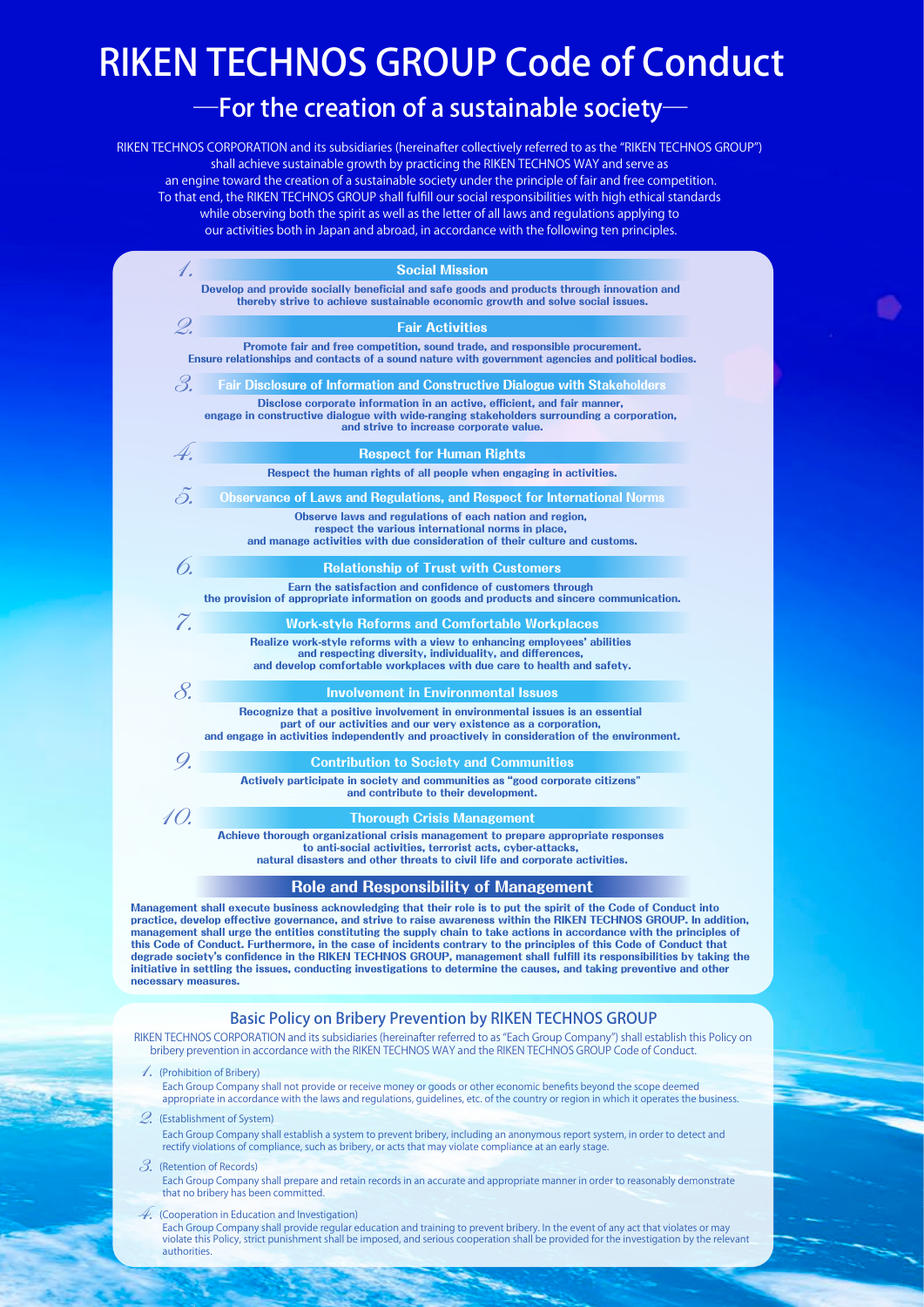# RIKEN TECHNOS GROUP Code of Conduct

## —For the creation of a sustainable society—

RIKEN TECHNOS CORPORATION and its subsidiaries (hereinafter collectively referred to as the "RIKEN TECHNOS GROUP") shall achieve sustainable growth by practicing the RIKEN TECHNOS WAY and serve as an engine toward the creation of a sustainable society under the principle of fair and free competition. To that end, the RIKEN TECHNOS GROUP shall fulfill our social responsibilities with high ethical standards while observing both the spirit as well as the letter of all laws and regulations applying to our activities both in Japan and abroad, in accordance with the following ten principles.

### 1. Social Mission

**Develop and provide socially beneficial and safe goods and products through innovation and thereby strive to achieve sustainable economic growth and solve social issues.**

### 2. Fair Activities

**Promote fair and free competition, sound trade, and responsible procurement. Ensure relationships and contacts of a sound nature with government agencies and political bodies.**

### 3. Fair Disclosure of Information and Constructive Dialogue with Stakeholders

**Disclose corporate information in an active, efficient, and fair manner, engage in constructive dialogue with wide-ranging stakeholders surrounding a corporation, and strive to increase corporate value.**

### 4. Respect for Human Rights

**Respect the human rights of all people when engaging in activities.**

### 5. Observance of Laws and Regulations, and Respect for International Norms

**Observe laws and regulations of each nation and region, respect the various international norms in place, and manage activities with due consideration of their culture and customs.**

### 6. Relationship of Trust with Customers

**Earn the satisfaction and confidence of customers through the provision of appropriate information on goods and products and sincere communication.**

### 7. Work-style Reforms and Comfortable Workplaces

**Realize work-style reforms with a view to enhancing employees' abilities and respecting diversity, individuality, and differences, and develop comfortable workplaces with due care to health and safety.**

### 8. Involvement in Environmental Issues

**Recognize that a positive involvement in environmental issues is an essential part of our activities and our very existence as a corporation, and engage in activities independently and proactively in consideration of the environment.**

### 9. Contribution to Society and Communities

**Actively participate in society and communities as "good corporate citizens" and contribute to their development.**

### 10. Thorough Crisis Management

**Achieve thorough organizational crisis management to prepare appropriate responses to anti-social activities, terrorist acts, cyber-attacks, natural disasters and other threats to civil life and corporate activities.**

### Role and Responsibility of Management

**Management shall execute business acknowledging that their role is to put the spirit of the Code of Conduct into practice, develop effective governance, and strive to raise awareness within the RIKEN TECHNOS GROUP. In addition, management shall urge the entities constituting the supply chain to take actions in accordance with the principles of this Code of Conduct. Furthermore, in the case of incidents contrary to the principles of this Code of Conduct that degrade society's confidence in the RIKEN TECHNOS GROUP, management shall fulfill its responsibilities by taking the initiative in settling the issues, conducting investigations to determine the causes, and taking preventive and other necessary measures.**

## Basic Policy on Bribery Prevention by RIKEN TECHNOS GROUP

RIKEN TECHNOS CORPORATION and its subsidiaries (hereinafter referred to as "Each Group Company") shall establish this Policy on bribery prevention in accordance with the RIKEN TECHNOS WAY and the RIKEN TECHNOS GROUP Code of Conduct.

1. (Prohibition of Bribery)
   Each Group Company shall not provide or receive money or goods or other economic benefits beyond the scope deemed appropriate in accordance with the laws and regulations, guidelines, etc. of the country or region in which it operates the business.

2. (Establishment of System)
   Each Group Company shall establish a system to prevent bribery, including an anonymous report system, in order to detect and rectify violations of compliance, such as bribery, or acts that may violate compliance at an early stage.

3. (Retention of Records)
   Each Group Company shall prepare and retain records in an accurate and appropriate manner in order to reasonably demonstrate that no bribery has been committed.

4. (Cooperation in Education and Investigation)
   Each Group Company shall provide regular education and training to prevent bribery. In the event of any act that violates or may violate this Policy, strict punishment shall be imposed, and serious cooperation shall be provided for the investigation by the relevant authorities.